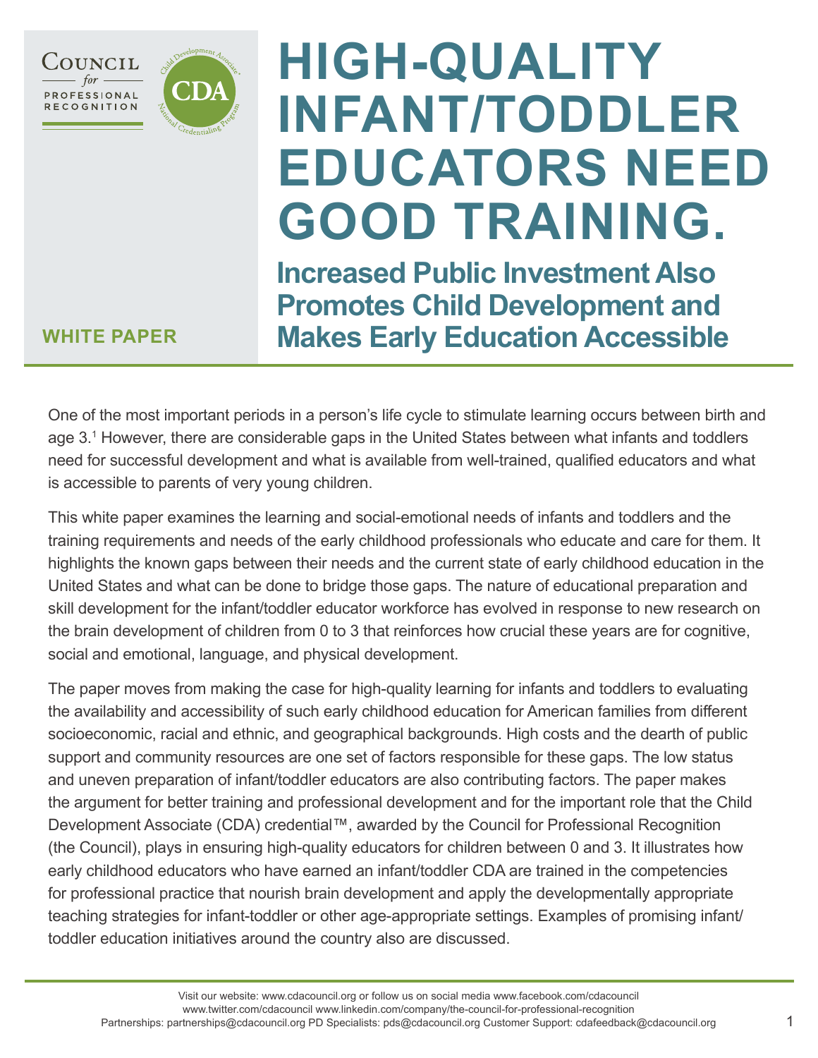WHITE PAPER

# HIGH-QUALITY INFANT/TODDLER EDUCATORS NEED GOOD TRAINING.

## Increased Public Investment Also Promotes Child Development and Makes Early Education Accessible

One of the most important periods in a person's life cycle to stimulate learning occurs between birth and age 3.[1] However, there are considerable gaps in the United States between what infants and toddlers need for successful development and what is available from well-trained, qualified educators and what is accessible to parents of very young children.

This white paper examines the learning and social-emotional needs of infants and toddlers and the training requirements and needs of the early childhood professionals who educate and care for them. It highlights the known gaps between their needs and the current state of early childhood education in the United States and what can be done to bridge those gaps. The nature of educational preparation and skill development for the infant/toddler educator workforce has evolved in response to new research on the brain development of children from 0 to 3 that reinforces how crucial these years are for cognitive, social and emotional, language, and physical development.

The paper moves from making the case for high-quality learning for infants and toddlers to evaluating the availability and accessibility of such early childhood education for American families from different socioeconomic, racial and ethnic, and geographical backgrounds. High costs and the dearth of public support and community resources are one set of factors responsible for these gaps. The low status and uneven preparation of infant/toddler educators are also contributing factors. The paper makes the argument for better training and professional development and for the important role that the Child Development Associate (CDA) credential™, awarded by the Council for Professional Recognition (the Council), plays in ensuring high-quality educators for children between 0 and 3. It illustrates how early childhood educators who have earned an infant/toddler CDA are trained in the competencies for professional practice that nourish brain development and apply the developmentally appropriate teaching strategies for infant-toddler or other age-appropriate settings. Examples of promising infant/toddler education initiatives around the country also are discussed.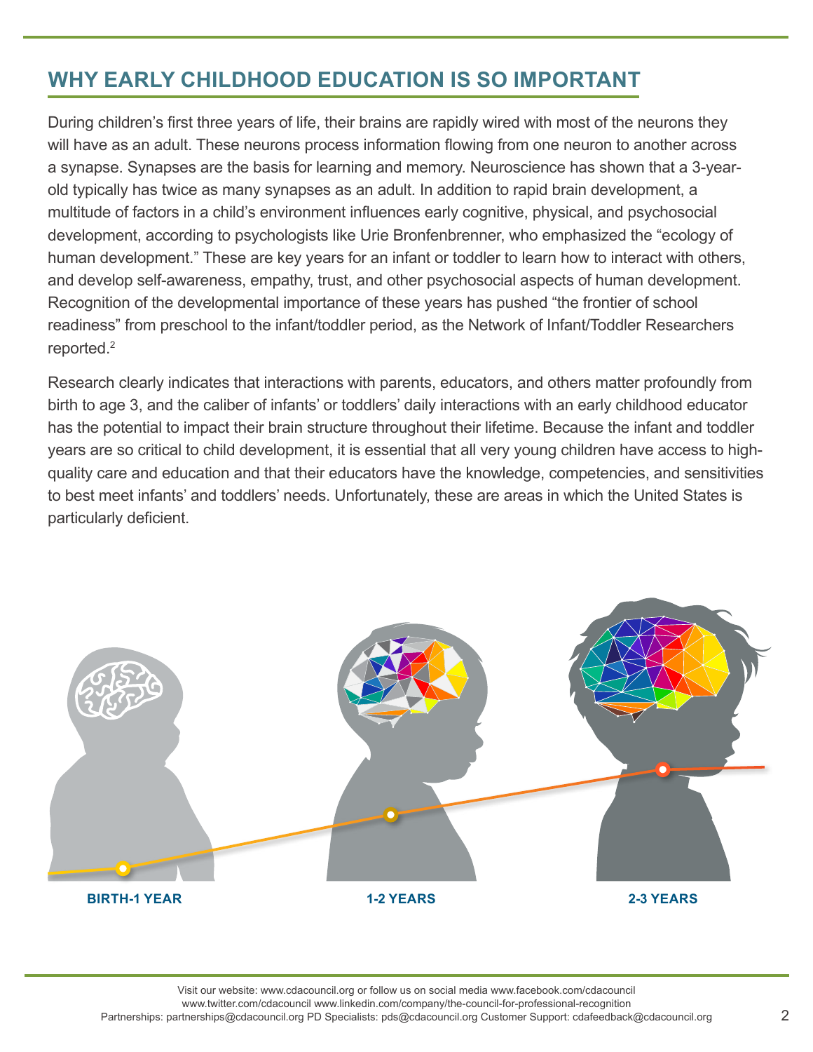## WHY EARLY CHILDHOOD EDUCATION IS SO IMPORTANT

During children's first three years of life, their brains are rapidly wired with most of the neurons they will have as an adult. These neurons process information flowing from one neuron to another across a synapse. Synapses are the basis for learning and memory. Neuroscience has shown that a 3-year-old typically has twice as many synapses as an adult. In addition to rapid brain development, a multitude of factors in a child's environment influences early cognitive, physical, and psychosocial development, according to psychologists like Urie Bronfenbrenner, who emphasized the "ecology of human development." These are key years for an infant or toddler to learn how to interact with others, and develop self-awareness, empathy, trust, and other psychosocial aspects of human development. Recognition of the developmental importance of these years has pushed "the frontier of school readiness" from preschool to the infant/toddler period, as the Network of Infant/Toddler Researchers reported.[2]

Research clearly indicates that interactions with parents, educators, and others matter profoundly from birth to age 3, and the caliber of infants' or toddlers' daily interactions with an early childhood educator has the potential to impact their brain structure throughout their lifetime. Because the infant and toddler years are so critical to child development, it is essential that all very young children have access to high-quality care and education and that their educators have the knowledge, competencies, and sensitivities to best meet infants' and toddlers' needs. Unfortunately, these are areas in which the United States is particularly deficient.

**BIRTH-1 YEAR** **1-2 YEARS** **2-3 YEARS**

Visit our website: www.cdacouncil.org or follow us on social media www.facebook.com/cdacouncil
www.twitter.com/cdacouncil www.linkedin.com/company/the-council-for-professional-recognition
Partnerships: partnerships@cdacouncil.org PD Specialists: pds@cdacouncil.org Customer Support: cdafeedback@cdacouncil.org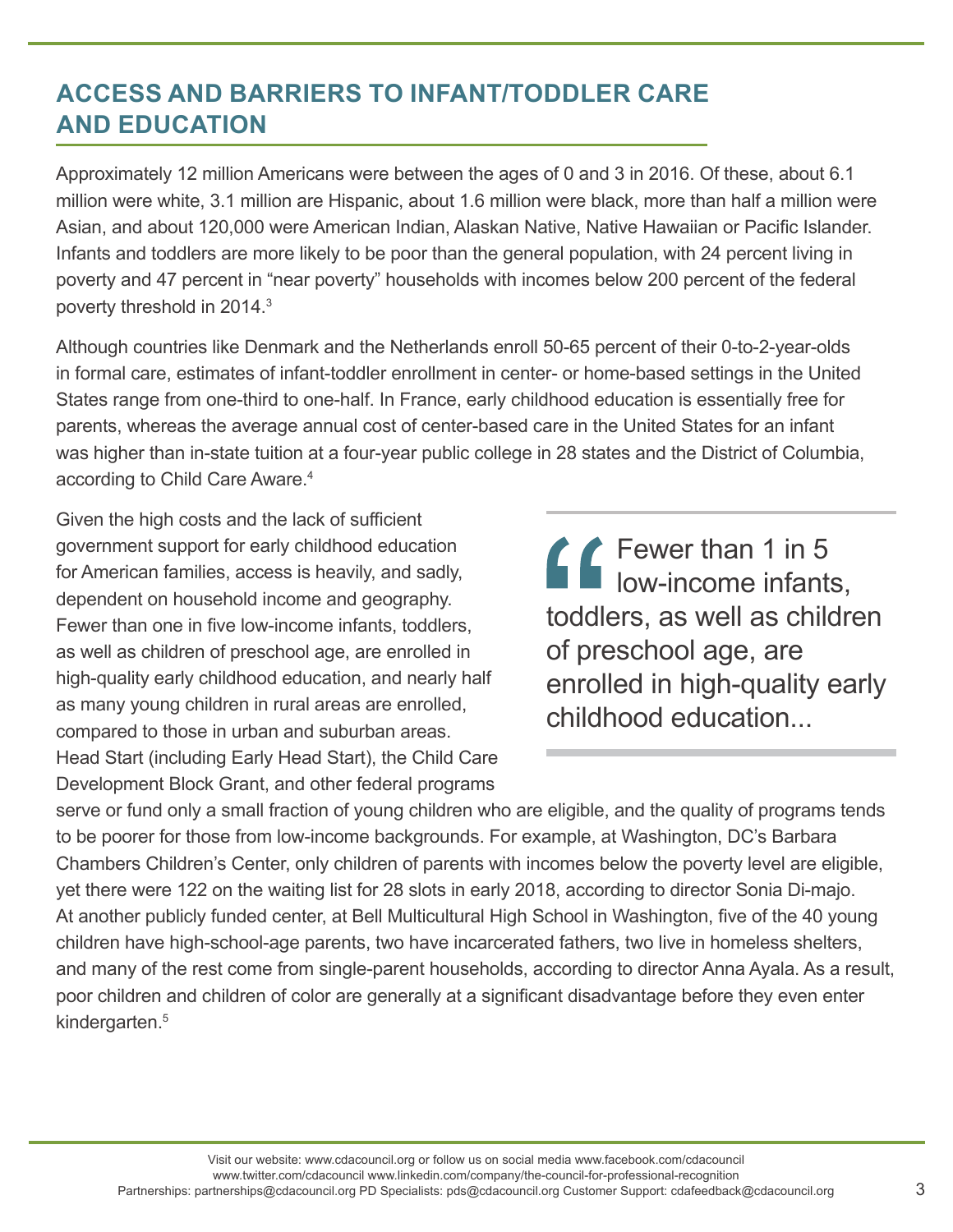## ACCESS AND BARRIERS TO INFANT/TODDLER CARE AND EDUCATION

Approximately 12 million Americans were between the ages of 0 and 3 in 2016. Of these, about 6.1 million were white, 3.1 million are Hispanic, about 1.6 million were black, more than half a million were Asian, and about 120,000 were American Indian, Alaskan Native, Native Hawaiian or Pacific Islander. Infants and toddlers are more likely to be poor than the general population, with 24 percent living in poverty and 47 percent in "near poverty" households with incomes below 200 percent of the federal poverty threshold in 2014.[3]

Although countries like Denmark and the Netherlands enroll 50-65 percent of their 0-to-2-year-olds in formal care, estimates of infant-toddler enrollment in center- or home-based settings in the United States range from one-third to one-half. In France, early childhood education is essentially free for parents, whereas the average annual cost of center-based care in the United States for an infant was higher than in-state tuition at a four-year public college in 28 states and the District of Columbia, according to Child Care Aware.[4]

> "Fewer than 1 in 5 low-income infants, toddlers, as well as children of preschool age, are enrolled in high-quality early childhood education...

Given the high costs and the lack of sufficient government support for early childhood education for American families, access is heavily, and sadly, dependent on household income and geography. Fewer than one in five low-income infants, toddlers, as well as children of preschool age, are enrolled in high-quality early childhood education, and nearly half as many young children in rural areas are enrolled, compared to those in urban and suburban areas. Head Start (including Early Head Start), the Child Care Development Block Grant, and other federal programs serve or fund only a small fraction of young children who are eligible, and the quality of programs tends to be poorer for those from low-income backgrounds. For example, at Washington, DC's Barbara Chambers Children's Center, only children of parents with incomes below the poverty level are eligible, yet there were 122 on the waiting list for 28 slots in early 2018, according to director Sonia Di-majo. At another publicly funded center, at Bell Multicultural High School in Washington, five of the 40 young children have high-school-age parents, two have incarcerated fathers, two live in homeless shelters, and many of the rest come from single-parent households, according to director Anna Ayala. As a result, poor children and children of color are generally at a significant disadvantage before they even enter kindergarten.[5]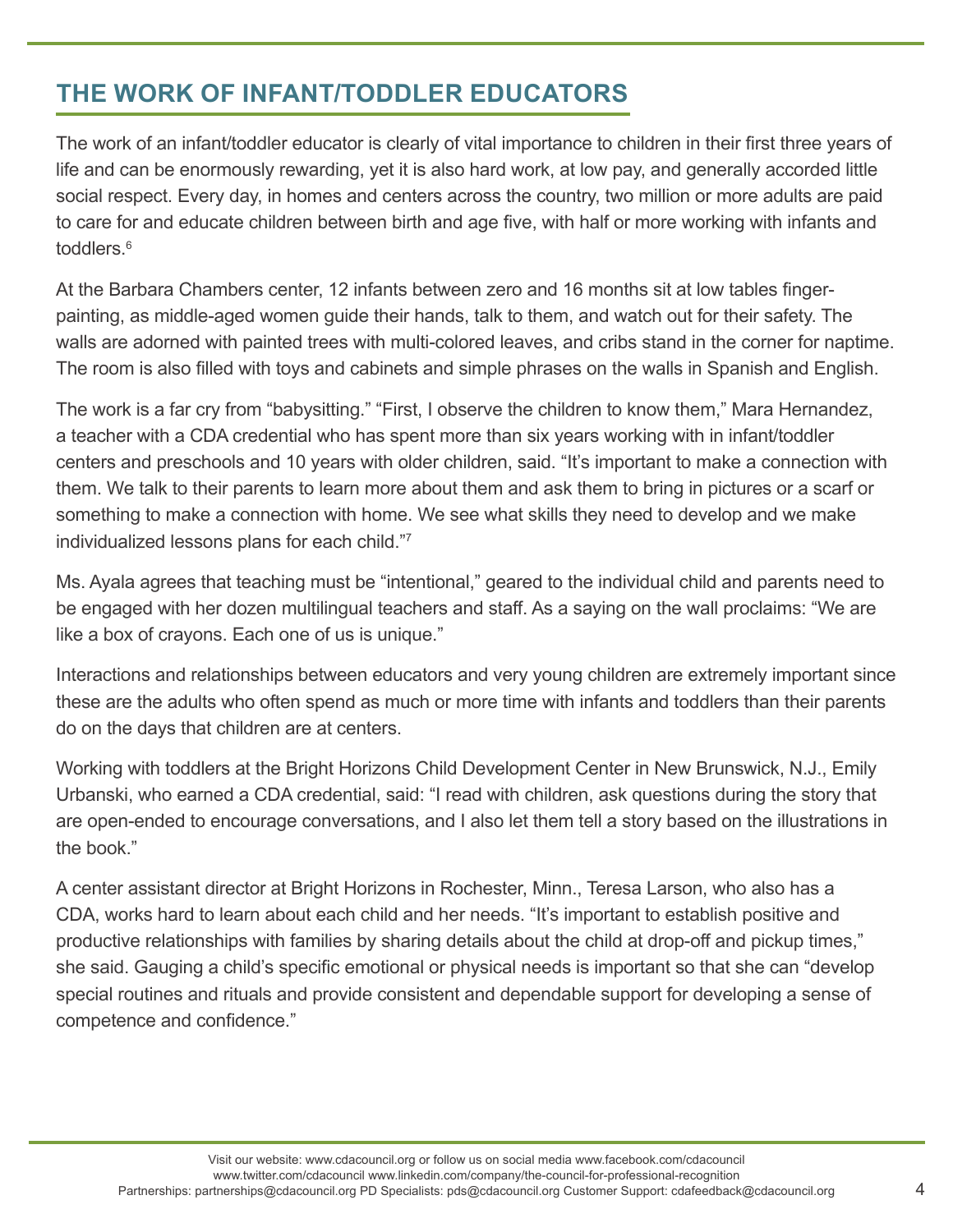## THE WORK OF INFANT/TODDLER EDUCATORS

The work of an infant/toddler educator is clearly of vital importance to children in their first three years of life and can be enormously rewarding, yet it is also hard work, at low pay, and generally accorded little social respect. Every day, in homes and centers across the country, two million or more adults are paid to care for and educate children between birth and age five, with half or more working with infants and toddlers.[6]

At the Barbara Chambers center, 12 infants between zero and 16 months sit at low tables finger-painting, as middle-aged women guide their hands, talk to them, and watch out for their safety. The walls are adorned with painted trees with multi-colored leaves, and cribs stand in the corner for naptime. The room is also filled with toys and cabinets and simple phrases on the walls in Spanish and English.

The work is a far cry from "babysitting." "First, I observe the children to know them," Mara Hernandez, a teacher with a CDA credential who has spent more than six years working with in infant/toddler centers and preschools and 10 years with older children, said. "It's important to make a connection with them. We talk to their parents to learn more about them and ask them to bring in pictures or a scarf or something to make a connection with home. We see what skills they need to develop and we make individualized lessons plans for each child."[7]

Ms. Ayala agrees that teaching must be "intentional," geared to the individual child and parents need to be engaged with her dozen multilingual teachers and staff. As a saying on the wall proclaims: "We are like a box of crayons. Each one of us is unique."

Interactions and relationships between educators and very young children are extremely important since these are the adults who often spend as much or more time with infants and toddlers than their parents do on the days that children are at centers.

Working with toddlers at the Bright Horizons Child Development Center in New Brunswick, N.J., Emily Urbanski, who earned a CDA credential, said: "I read with children, ask questions during the story that are open-ended to encourage conversations, and I also let them tell a story based on the illustrations in the book."

A center assistant director at Bright Horizons in Rochester, Minn., Teresa Larson, who also has a CDA, works hard to learn about each child and her needs. "It's important to establish positive and productive relationships with families by sharing details about the child at drop-off and pickup times," she said. Gauging a child's specific emotional or physical needs is important so that she can "develop special routines and rituals and provide consistent and dependable support for developing a sense of competence and confidence."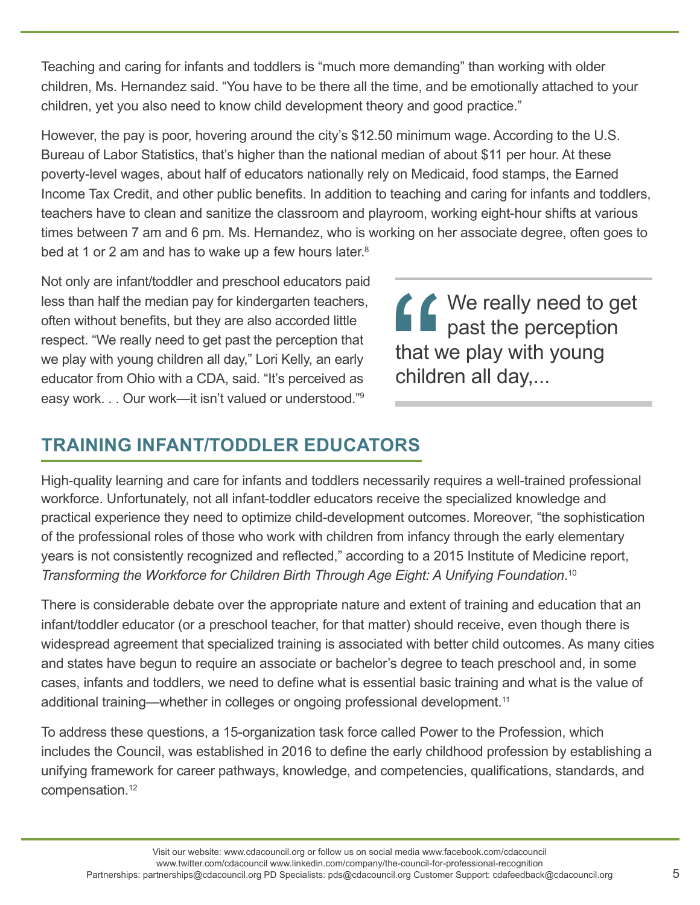Teaching and caring for infants and toddlers is "much more demanding" than working with older children, Ms. Hernandez said. "You have to be there all the time, and be emotionally attached to your children, yet you also need to know child development theory and good practice."

However, the pay is poor, hovering around the city's $12.50 minimum wage. According to the U.S. Bureau of Labor Statistics, that's higher than the national median of about $11 per hour. At these poverty-level wages, about half of educators nationally rely on Medicaid, food stamps, the Earned Income Tax Credit, and other public benefits. In addition to teaching and caring for infants and toddlers, teachers have to clean and sanitize the classroom and playroom, working eight-hour shifts at various times between 7 am and 6 pm. Ms. Hernandez, who is working on her associate degree, often goes to bed at 1 or 2 am and has to wake up a few hours later.[8]

Not only are infant/toddler and preschool educators paid less than half the median pay for kindergarten teachers, often without benefits, but they are also accorded little respect. "We really need to get past the perception that we play with young children all day," Lori Kelly, an early educator from Ohio with a CDA, said. "It's perceived as easy work. . . Our work—it isn't valued or understood."[9]

> "We really need to get past the perception that we play with young children all day,...

## TRAINING INFANT/TODDLER EDUCATORS

High-quality learning and care for infants and toddlers necessarily requires a well-trained professional workforce. Unfortunately, not all infant-toddler educators receive the specialized knowledge and practical experience they need to optimize child-development outcomes. Moreover, "the sophistication of the professional roles of those who work with children from infancy through the early elementary years is not consistently recognized and reflected," according to a 2015 Institute of Medicine report, *Transforming the Workforce for Children Birth Through Age Eight: A Unifying Foundation*.[10]

There is considerable debate over the appropriate nature and extent of training and education that an infant/toddler educator (or a preschool teacher, for that matter) should receive, even though there is widespread agreement that specialized training is associated with better child outcomes. As many cities and states have begun to require an associate or bachelor's degree to teach preschool and, in some cases, infants and toddlers, we need to define what is essential basic training and what is the value of additional training—whether in colleges or ongoing professional development.[11]

To address these questions, a 15-organization task force called Power to the Profession, which includes the Council, was established in 2016 to define the early childhood profession by establishing a unifying framework for career pathways, knowledge, and competencies, qualifications, standards, and compensation.[12]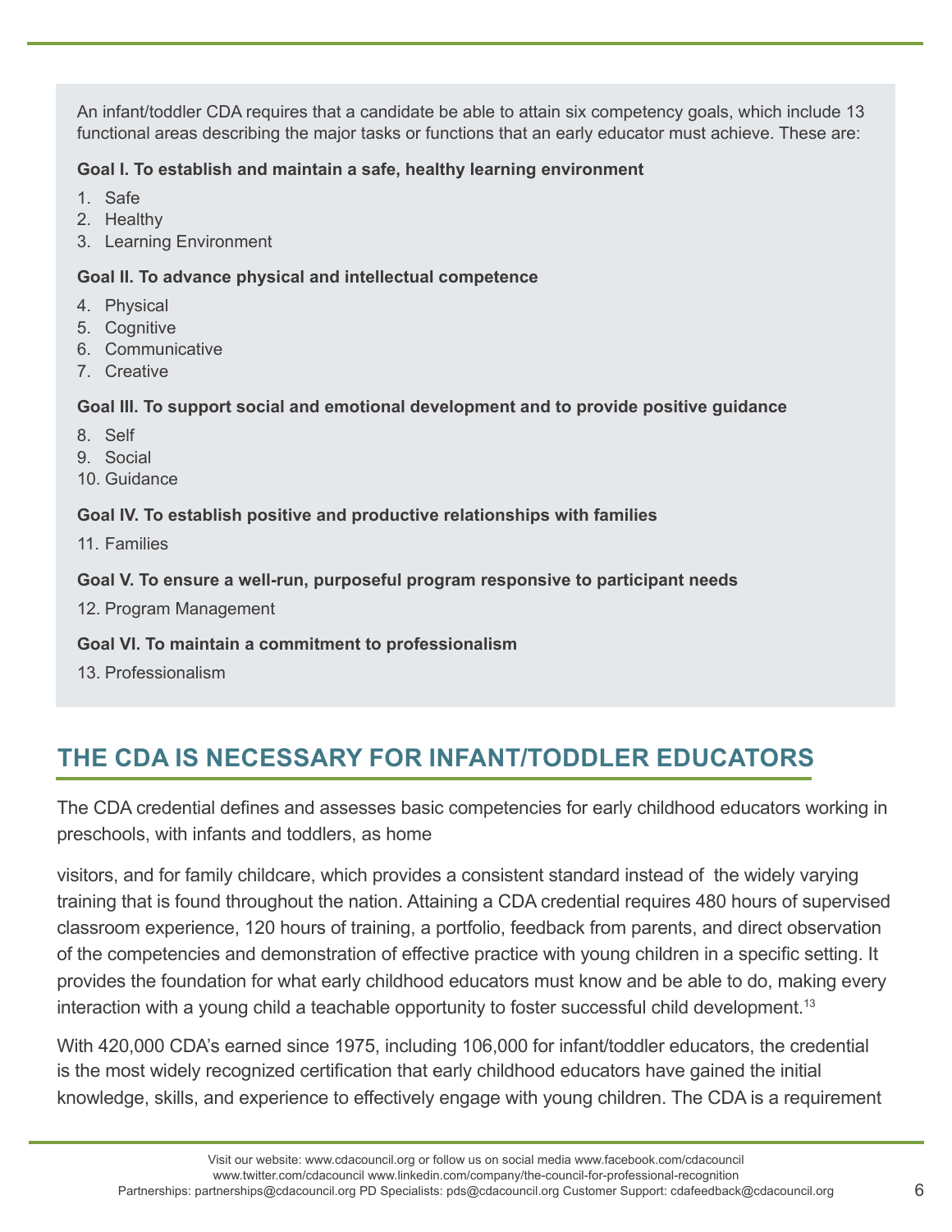An infant/toddler CDA requires that a candidate be able to attain six competency goals, which include 13 functional areas describing the major tasks or functions that an early educator must achieve. These are:

**Goal I. To establish and maintain a safe, healthy learning environment**

1. Safe
2. Healthy
3. Learning Environment

**Goal II. To advance physical and intellectual competence**

4. Physical
5. Cognitive
6. Communicative
7. Creative

**Goal III. To support social and emotional development and to provide positive guidance**

8. Self
9. Social
10. Guidance

**Goal IV. To establish positive and productive relationships with families**

11. Families

**Goal V. To ensure a well-run, purposeful program responsive to participant needs**

12. Program Management

**Goal VI. To maintain a commitment to professionalism**

13. Professionalism

## THE CDA IS NECESSARY FOR INFANT/TODDLER EDUCATORS

The CDA credential defines and assesses basic competencies for early childhood educators working in preschools, with infants and toddlers, as home visitors, and for family childcare, which provides a consistent standard instead of the widely varying training that is found throughout the nation. Attaining a CDA credential requires 480 hours of supervised classroom experience, 120 hours of training, a portfolio, feedback from parents, and direct observation of the competencies and demonstration of effective practice with young children in a specific setting. It provides the foundation for what early childhood educators must know and be able to do, making every interaction with a young child a teachable opportunity to foster successful child development.[13]

With 420,000 CDA's earned since 1975, including 106,000 for infant/toddler educators, the credential is the most widely recognized certification that early childhood educators have gained the initial knowledge, skills, and experience to effectively engage with young children. The CDA is a requirement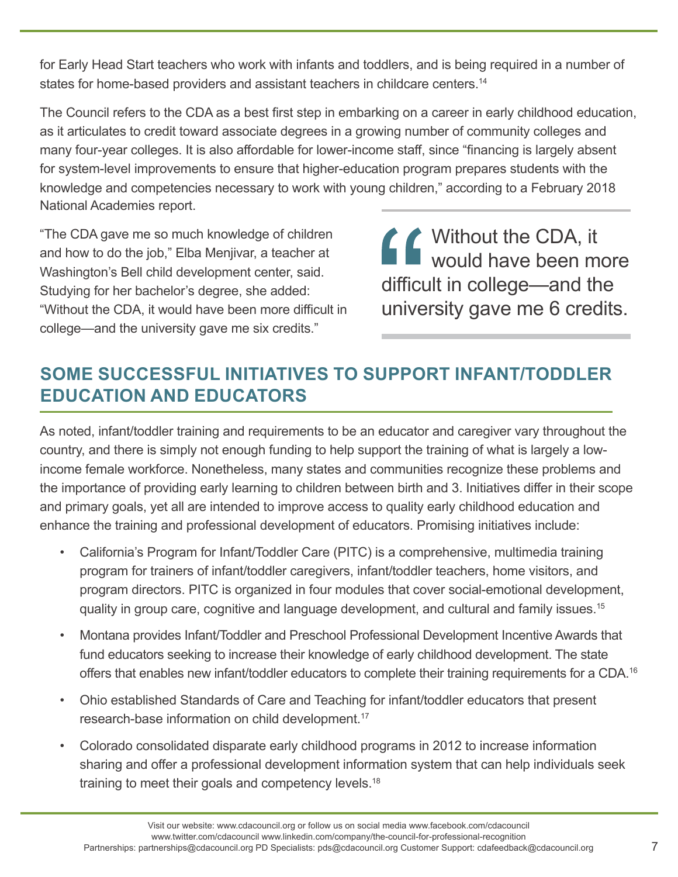for Early Head Start teachers who work with infants and toddlers, and is being required in a number of states for home-based providers and assistant teachers in childcare centers.[14]

The Council refers to the CDA as a best first step in embarking on a career in early childhood education, as it articulates to credit toward associate degrees in a growing number of community colleges and many four-year colleges. It is also affordable for lower-income staff, since "financing is largely absent for system-level improvements to ensure that higher-education program prepares students with the knowledge and competencies necessary to work with young children," according to a February 2018 National Academies report.

"The CDA gave me so much knowledge of children and how to do the job," Elba Menjivar, a teacher at Washington's Bell child development center, said. Studying for her bachelor's degree, she added: "Without the CDA, it would have been more difficult in college—and the university gave me six credits."

> "Without the CDA, it would have been more difficult in college—and the university gave me 6 credits.

## SOME SUCCESSFUL INITIATIVES TO SUPPORT INFANT/TODDLER EDUCATION AND EDUCATORS

As noted, infant/toddler training and requirements to be an educator and caregiver vary throughout the country, and there is simply not enough funding to help support the training of what is largely a low-income female workforce. Nonetheless, many states and communities recognize these problems and the importance of providing early learning to children between birth and 3. Initiatives differ in their scope and primary goals, yet all are intended to improve access to quality early childhood education and enhance the training and professional development of educators. Promising initiatives include:

- California's Program for Infant/Toddler Care (PITC) is a comprehensive, multimedia training program for trainers of infant/toddler caregivers, infant/toddler teachers, home visitors, and program directors. PITC is organized in four modules that cover social-emotional development, quality in group care, cognitive and language development, and cultural and family issues.[15]
- Montana provides Infant/Toddler and Preschool Professional Development Incentive Awards that fund educators seeking to increase their knowledge of early childhood development. The state offers that enables new infant/toddler educators to complete their training requirements for a CDA.[16]
- Ohio established Standards of Care and Teaching for infant/toddler educators that present research-base information on child development.[17]
- Colorado consolidated disparate early childhood programs in 2012 to increase information sharing and offer a professional development information system that can help individuals seek training to meet their goals and competency levels.[18]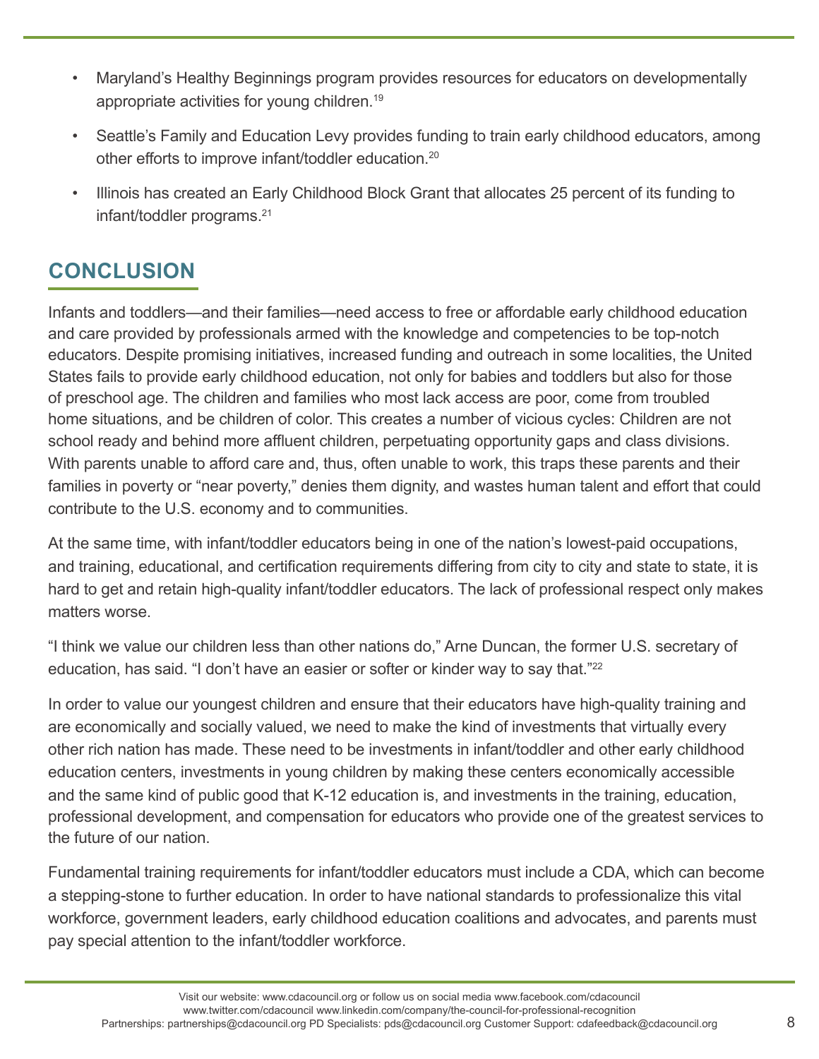- Maryland's Healthy Beginnings program provides resources for educators on developmentally appropriate activities for young children.[19]
- Seattle's Family and Education Levy provides funding to train early childhood educators, among other efforts to improve infant/toddler education.[20]
- Illinois has created an Early Childhood Block Grant that allocates 25 percent of its funding to infant/toddler programs.[21]

## CONCLUSION

Infants and toddlers—and their families—need access to free or affordable early childhood education and care provided by professionals armed with the knowledge and competencies to be top-notch educators. Despite promising initiatives, increased funding and outreach in some localities, the United States fails to provide early childhood education, not only for babies and toddlers but also for those of preschool age. The children and families who most lack access are poor, come from troubled home situations, and be children of color. This creates a number of vicious cycles: Children are not school ready and behind more affluent children, perpetuating opportunity gaps and class divisions. With parents unable to afford care and, thus, often unable to work, this traps these parents and their families in poverty or "near poverty," denies them dignity, and wastes human talent and effort that could contribute to the U.S. economy and to communities.

At the same time, with infant/toddler educators being in one of the nation's lowest-paid occupations, and training, educational, and certification requirements differing from city to city and state to state, it is hard to get and retain high-quality infant/toddler educators. The lack of professional respect only makes matters worse.

"I think we value our children less than other nations do," Arne Duncan, the former U.S. secretary of education, has said. "I don't have an easier or softer or kinder way to say that."[22]

In order to value our youngest children and ensure that their educators have high-quality training and are economically and socially valued, we need to make the kind of investments that virtually every other rich nation has made. These need to be investments in infant/toddler and other early childhood education centers, investments in young children by making these centers economically accessible and the same kind of public good that K-12 education is, and investments in the training, education, professional development, and compensation for educators who provide one of the greatest services to the future of our nation.

Fundamental training requirements for infant/toddler educators must include a CDA, which can become a stepping-stone to further education. In order to have national standards to professionalize this vital workforce, government leaders, early childhood education coalitions and advocates, and parents must pay special attention to the infant/toddler workforce.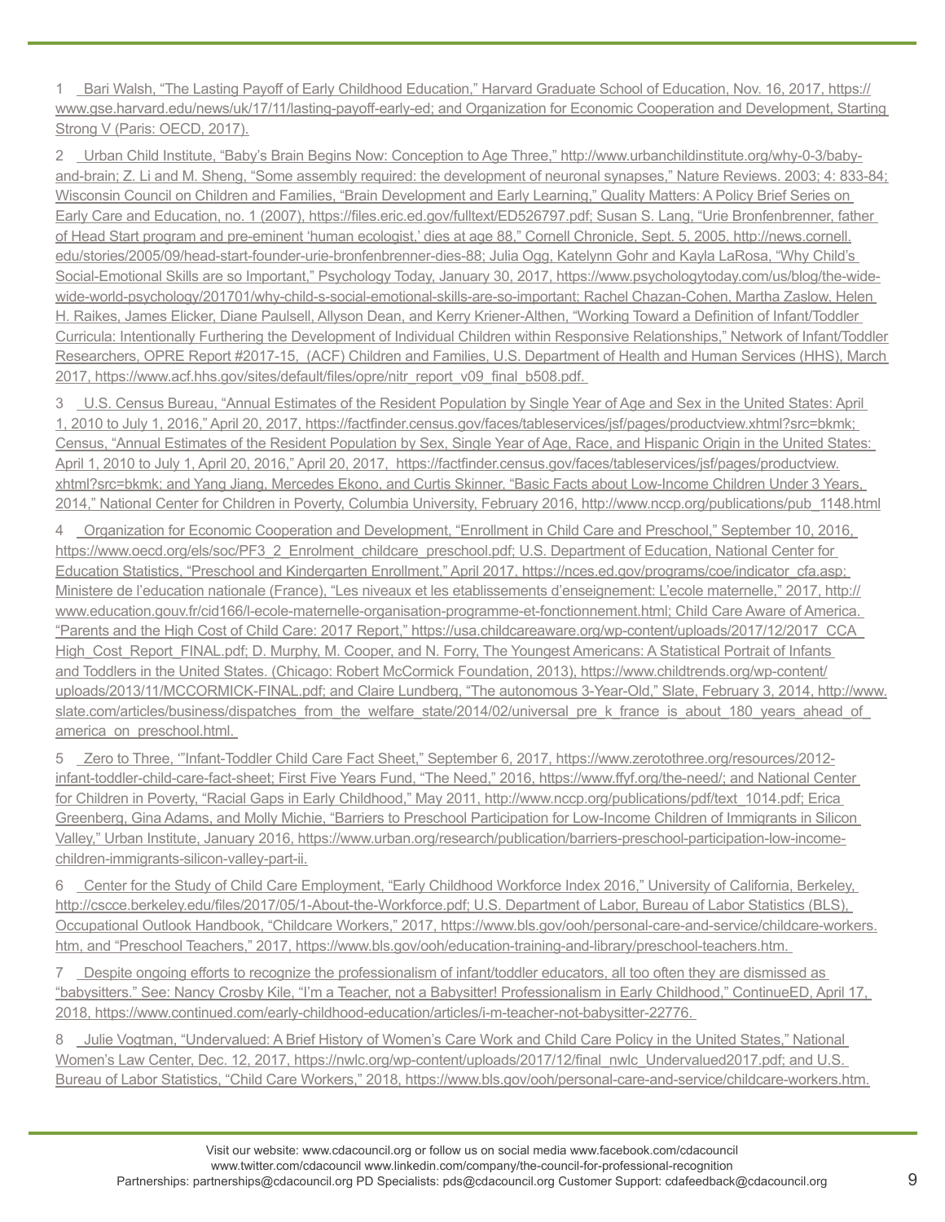1 Bari Walsh, "The Lasting Payoff of Early Childhood Education," Harvard Graduate School of Education, Nov. 16, 2017, https://www.gse.harvard.edu/news/uk/17/11/lasting-payoff-early-ed; and Organization for Economic Cooperation and Development, Starting Strong V (Paris: OECD, 2017).

2 Urban Child Institute, "Baby's Brain Begins Now: Conception to Age Three," http://www.urbanchildinstitute.org/why-0-3/baby-and-brain; Z. Li and M. Sheng, "Some assembly required: the development of neuronal synapses," Nature Reviews. 2003; 4: 833-84; Wisconsin Council on Children and Families, "Brain Development and Early Learning," Quality Matters: A Policy Brief Series on Early Care and Education, no. 1 (2007), https://files.eric.ed.gov/fulltext/ED526797.pdf; Susan S. Lang, "Urie Bronfenbrenner, father of Head Start program and pre-eminent 'human ecologist,' dies at age 88," Cornell Chronicle, Sept. 5, 2005, http://news.cornell.edu/stories/2005/09/head-start-founder-urie-bronfenbrenner-dies-88; Julia Ogg, Katelynn Gohr and Kayla LaRosa, "Why Child's Social-Emotional Skills are so Important," Psychology Today, January 30, 2017, https://www.psychologytoday.com/us/blog/the-wide-wide-world-psychology/201701/why-child-s-social-emotional-skills-are-so-important; Rachel Chazan-Cohen, Martha Zaslow, Helen H. Raikes, James Elicker, Diane Paulsell, Allyson Dean, and Kerry Kriener-Althen, "Working Toward a Definition of Infant/Toddler Curricula: Intentionally Furthering the Development of Individual Children within Responsive Relationships," Network of Infant/Toddler Researchers, OPRE Report #2017-15, (ACF) Children and Families, U.S. Department of Health and Human Services (HHS), March 2017, https://www.acf.hhs.gov/sites/default/files/opre/nitr_report_v09_final_b508.pdf.

3 U.S. Census Bureau, "Annual Estimates of the Resident Population by Single Year of Age and Sex in the United States: April 1, 2010 to July 1, 2016," April 20, 2017, https://factfinder.census.gov/faces/tableservices/jsf/pages/productview.xhtml?src=bkmk; Census, "Annual Estimates of the Resident Population by Sex, Single Year of Age, Race, and Hispanic Origin in the United States: April 1, 2010 to July 1, April 20, 2016," April 20, 2017, https://factfinder.census.gov/faces/tableservices/jsf/pages/productview.xhtml?src=bkmk; and Yang Jiang, Mercedes Ekono, and Curtis Skinner, "Basic Facts about Low-Income Children Under 3 Years, 2014," National Center for Children in Poverty, Columbia University, February 2016, http://www.nccp.org/publications/pub_1148.html

4 Organization for Economic Cooperation and Development, "Enrollment in Child Care and Preschool," September 10, 2016, https://www.oecd.org/els/soc/PF3_2_Enrolment_childcare_preschool.pdf; U.S. Department of Education, National Center for Education Statistics, "Preschool and Kindergarten Enrollment," April 2017, https://nces.ed.gov/programs/coe/indicator_cfa.asp; Ministere de l'education nationale (France), "Les niveaux et les etablissements d'enseignement: L'ecole maternelle," 2017, http://www.education.gouv.fr/cid166/l-ecole-maternelle-organisation-programme-et-fonctionnement.html; Child Care Aware of America. "Parents and the High Cost of Child Care: 2017 Report," https://usa.childcareaware.org/wp-content/uploads/2017/12/2017_CCA_High_Cost_Report_FINAL.pdf; D. Murphy, M. Cooper, and N. Forry, The Youngest Americans: A Statistical Portrait of Infants and Toddlers in the United States. (Chicago: Robert McCormick Foundation, 2013), https://www.childtrends.org/wp-content/uploads/2013/11/MCCORMICK-FINAL.pdf; and Claire Lundberg, "The autonomous 3-Year-Old," Slate, February 3, 2014, http://www.slate.com/articles/business/dispatches_from_the_welfare_state/2014/02/universal_pre_k_france_is_about_180_years_ahead_of_america_on_preschool.html.

5 Zero to Three, '"Infant-Toddler Child Care Fact Sheet," September 6, 2017, https://www.zerotothree.org/resources/2012-infant-toddler-child-care-fact-sheet; First Five Years Fund, "The Need," 2016, https://www.ffyf.org/the-need/; and National Center for Children in Poverty, "Racial Gaps in Early Childhood," May 2011, http://www.nccp.org/publications/pdf/text_1014.pdf; Erica Greenberg, Gina Adams, and Molly Michie, "Barriers to Preschool Participation for Low-Income Children of Immigrants in Silicon Valley," Urban Institute, January 2016, https://www.urban.org/research/publication/barriers-preschool-participation-low-income-children-immigrants-silicon-valley-part-ii.

6 Center for the Study of Child Care Employment, "Early Childhood Workforce Index 2016," University of California, Berkeley, http://cscce.berkeley.edu/files/2017/05/1-About-the-Workforce.pdf; U.S. Department of Labor, Bureau of Labor Statistics (BLS), Occupational Outlook Handbook, "Childcare Workers," 2017, https://www.bls.gov/ooh/personal-care-and-service/childcare-workers.htm, and "Preschool Teachers," 2017, https://www.bls.gov/ooh/education-training-and-library/preschool-teachers.htm.

7 Despite ongoing efforts to recognize the professionalism of infant/toddler educators, all too often they are dismissed as "babysitters." See: Nancy Crosby Kile, "I'm a Teacher, not a Babysitter! Professionalism in Early Childhood," ContinueED, April 17, 2018, https://www.continued.com/early-childhood-education/articles/i-m-teacher-not-babysitter-22776.

8 Julie Vogtman, "Undervalued: A Brief History of Women's Care Work and Child Care Policy in the United States," National Women's Law Center, Dec. 12, 2017, https://nwlc.org/wp-content/uploads/2017/12/final_nwlc_Undervalued2017.pdf; and U.S. Bureau of Labor Statistics, "Child Care Workers," 2018, https://www.bls.gov/ooh/personal-care-and-service/childcare-workers.htm.

Visit our website: www.cdacouncil.org or follow us on social media www.facebook.com/cdacouncil
www.twitter.com/cdacouncil www.linkedin.com/company/the-council-for-professional-recognition
Partnerships: partnerships@cdacouncil.org PD Specialists: pds@cdacouncil.org Customer Support: cdafeedback@cdacouncil.org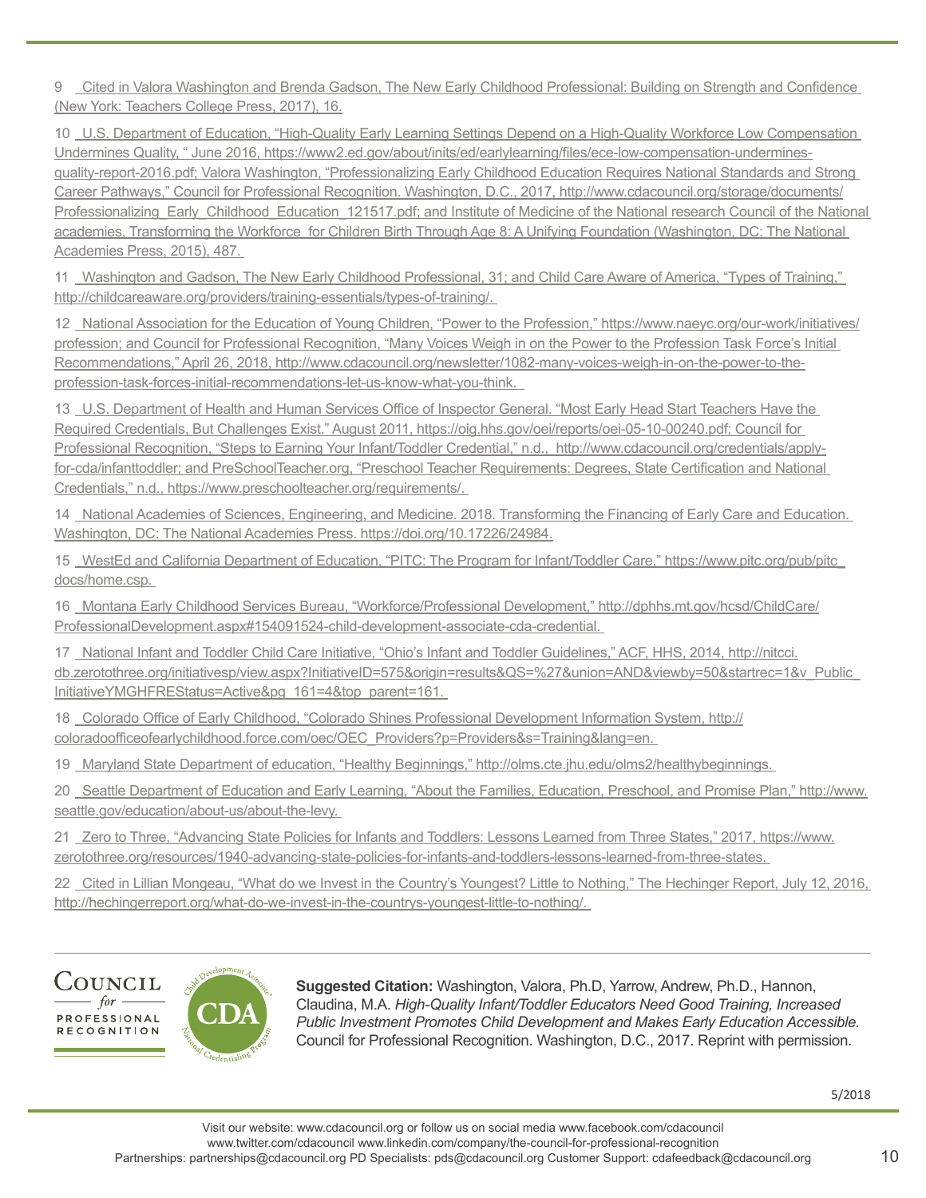9 Cited in Valora Washington and Brenda Gadson, The New Early Childhood Professional: Building on Strength and Confidence (New York: Teachers College Press, 2017), 16.

10 U.S. Department of Education, "High-Quality Early Learning Settings Depend on a High-Quality Workforce Low Compensation Undermines Quality, " June 2016, https://www2.ed.gov/about/inits/ed/earlylearning/files/ece-low-compensation-undermines-quality-report-2016.pdf; Valora Washington, "Professionalizing Early Childhood Education Requires National Standards and Strong Career Pathways," Council for Professional Recognition. Washington, D.C., 2017, http://www.cdacouncil.org/storage/documents/Professionalizing_Early_Childhood_Education_121517.pdf; and Institute of Medicine of the National research Council of the National academies, Transforming the Workforce for Children Birth Through Age 8: A Unifying Foundation (Washington, DC: The National Academies Press, 2015), 487.

11 Washington and Gadson, The New Early Childhood Professional, 31; and Child Care Aware of America, "Types of Training," http://childcareaware.org/providers/training-essentials/types-of-training/.

12 National Association for the Education of Young Children, "Power to the Profession," https://www.naeyc.org/our-work/initiatives/profession; and Council for Professional Recognition, "Many Voices Weigh in on the Power to the Profession Task Force's Initial Recommendations," April 26, 2018, http://www.cdacouncil.org/newsletter/1082-many-voices-weigh-in-on-the-power-to-the-profession-task-forces-initial-recommendations-let-us-know-what-you-think.

13 U.S. Department of Health and Human Services Office of Inspector General. "Most Early Head Start Teachers Have the Required Credentials, But Challenges Exist." August 2011, https://oig.hhs.gov/oei/reports/oei-05-10-00240.pdf; Council for Professional Recognition, "Steps to Earning Your Infant/Toddler Credential," n.d., http://www.cdacouncil.org/credentials/apply-for-cda/infanttoddler; and PreSchoolTeacher.org, "Preschool Teacher Requirements: Degrees, State Certification and National Credentials," n.d., https://www.preschoolteacher.org/requirements/.

14 National Academies of Sciences, Engineering, and Medicine. 2018. Transforming the Financing of Early Care and Education. Washington, DC: The National Academies Press. https://doi.org/10.17226/24984.

15 WestEd and California Department of Education, "PITC: The Program for Infant/Toddler Care," https://www.pitc.org/pub/pitc_docs/home.csp.

16 Montana Early Childhood Services Bureau, "Workforce/Professional Development," http://dphhs.mt.gov/hcsd/ChildCare/ProfessionalDevelopment.aspx#154091524-child-development-associate-cda-credential.

17 National Infant and Toddler Child Care Initiative, "Ohio's Infant and Toddler Guidelines," ACF, HHS, 2014, http://nitcci.db.zerotothree.org/initiativesp/view.aspx?InitiativeID=575&origin=results&QS=%27&union=AND&viewby=50&startrec=1&v_Public_InitiativeYMGHFREStatus=Active&pg_161=4&top_parent=161.

18 Colorado Office of Early Childhood, "Colorado Shines Professional Development Information System, http://coloradoofficeofearlychildhood.force.com/oec/OEC_Providers?p=Providers&s=Training&lang=en.

19 Maryland State Department of education, "Healthy Beginnings," http://olms.cte.jhu.edu/olms2/healthybeginnings.

20 Seattle Department of Education and Early Learning, "About the Families, Education, Preschool, and Promise Plan," http://www.seattle.gov/education/about-us/about-the-levy.

21 Zero to Three, "Advancing State Policies for Infants and Toddlers: Lessons Learned from Three States," 2017, https://www.zerotothree.org/resources/1940-advancing-state-policies-for-infants-and-toddlers-lessons-learned-from-three-states.

22 Cited in Lillian Mongeau, "What do we Invest in the Country's Youngest? Little to Nothing," The Hechinger Report, July 12, 2016, http://hechingerreport.org/what-do-we-invest-in-the-countrys-youngest-little-to-nothing/.

---

COUNCIL *for* PROFESSIONAL RECOGNITION

Child Development Associate® National Credentialing Program — CDA

**Suggested Citation:** Washington, Valora, Ph.D, Yarrow, Andrew, Ph.D., Hannon, Claudina, M.A. *High-Quality Infant/Toddler Educators Need Good Training, Increased Public Investment Promotes Child Development and Makes Early Education Accessible.* Council for Professional Recognition. Washington, D.C., 2017. Reprint with permission.

5/2018

Visit our website: www.cdacouncil.org or follow us on social media www.facebook.com/cdacouncil
www.twitter.com/cdacouncil www.linkedin.com/company/the-council-for-professional-recognition
Partnerships: partnerships@cdacouncil.org PD Specialists: pds@cdacouncil.org Customer Support: cdafeedback@cdacouncil.org